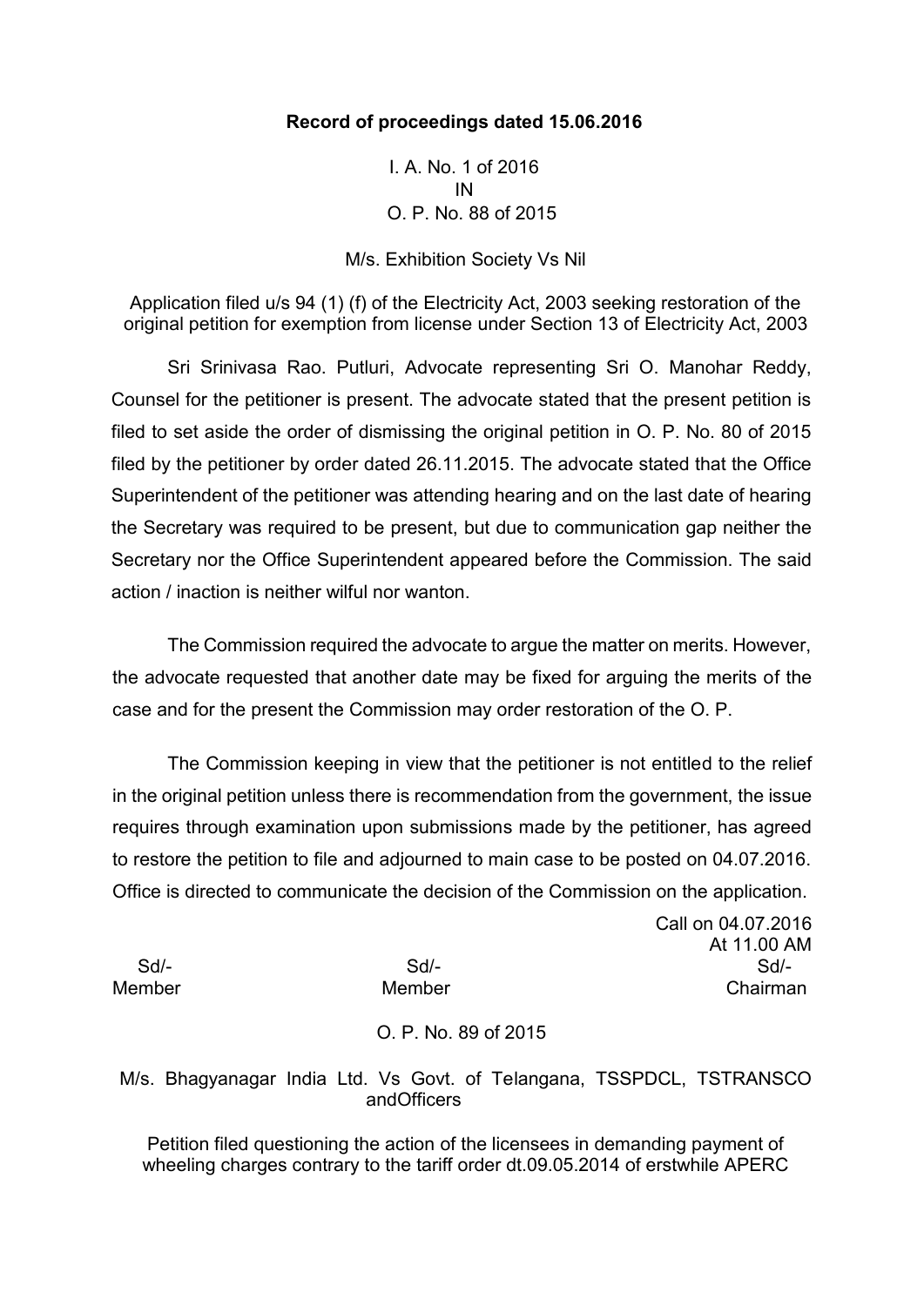**Record of proceedings dated 15.06.2016**

I. A. No. 1 of 2016
IN
O. P. No. 88 of 2015

M/s. Exhibition Society Vs Nil

Application filed u/s 94 (1) (f) of the Electricity Act, 2003 seeking restoration of the original petition for exemption from license under Section 13 of Electricity Act, 2003

Sri Srinivasa Rao. Putluri, Advocate representing Sri O. Manohar Reddy, Counsel for the petitioner is present. The advocate stated that the present petition is filed to set aside the order of dismissing the original petition in O. P. No. 80 of 2015 filed by the petitioner by order dated 26.11.2015. The advocate stated that the Office Superintendent of the petitioner was attending hearing and on the last date of hearing the Secretary was required to be present, but due to communication gap neither the Secretary nor the Office Superintendent appeared before the Commission. The said action / inaction is neither wilful nor wanton.

The Commission required the advocate to argue the matter on merits. However, the advocate requested that another date may be fixed for arguing the merits of the case and for the present the Commission may order restoration of the O. P.

The Commission keeping in view that the petitioner is not entitled to the relief in the original petition unless there is recommendation from the government, the issue requires through examination upon submissions made by the petitioner, has agreed to restore the petition to file and adjourned to main case to be posted on 04.07.2016. Office is directed to communicate the decision of the Commission on the application.

Call on 04.07.2016
At 11.00 AM

| Sd/- | Sd/- | Sd/- |
|---|---|---|
| Member | Member | Chairman |

O. P. No. 89 of 2015

M/s. Bhagyanagar India Ltd. Vs Govt. of Telangana, TSSPDCL, TSTRANSCO andOfficers

Petition filed questioning the action of the licensees in demanding payment of wheeling charges contrary to the tariff order dt.09.05.2014 of erstwhile APERC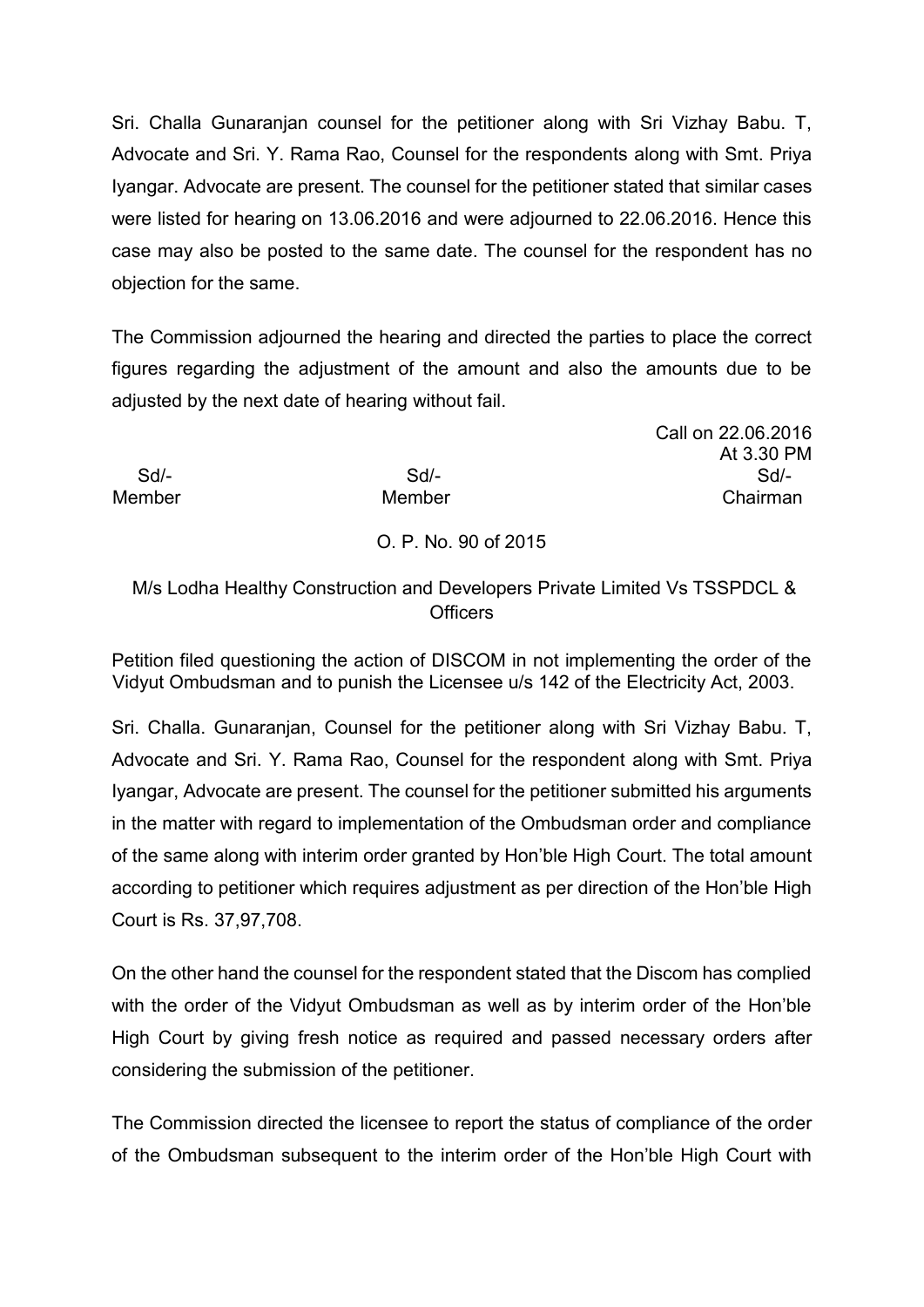Sri. Challa Gunaranjan counsel for the petitioner along with Sri Vizhay Babu. T, Advocate and Sri. Y. Rama Rao, Counsel for the respondents along with Smt. Priya Iyangar. Advocate are present. The counsel for the petitioner stated that similar cases were listed for hearing on 13.06.2016 and were adjourned to 22.06.2016. Hence this case may also be posted to the same date. The counsel for the respondent has no objection for the same.

The Commission adjourned the hearing and directed the parties to place the correct figures regarding the adjustment of the amount and also the amounts due to be adjusted by the next date of hearing without fail.

Call on 22.06.2016
At 3.30 PM

| Sd/- | Sd/- | Sd/- |
|---|---|---|
| Member | Member | Chairman |

O. P. No. 90 of 2015

M/s Lodha Healthy Construction and Developers Private Limited Vs TSSPDCL & Officers

Petition filed questioning the action of DISCOM in not implementing the order of the Vidyut Ombudsman and to punish the Licensee u/s 142 of the Electricity Act, 2003.

Sri. Challa. Gunaranjan, Counsel for the petitioner along with Sri Vizhay Babu. T, Advocate and Sri. Y. Rama Rao, Counsel for the respondent along with Smt. Priya Iyangar, Advocate are present. The counsel for the petitioner submitted his arguments in the matter with regard to implementation of the Ombudsman order and compliance of the same along with interim order granted by Hon'ble High Court. The total amount according to petitioner which requires adjustment as per direction of the Hon'ble High Court is Rs. 37,97,708.

On the other hand the counsel for the respondent stated that the Discom has complied with the order of the Vidyut Ombudsman as well as by interim order of the Hon'ble High Court by giving fresh notice as required and passed necessary orders after considering the submission of the petitioner.

The Commission directed the licensee to report the status of compliance of the order of the Ombudsman subsequent to the interim order of the Hon'ble High Court with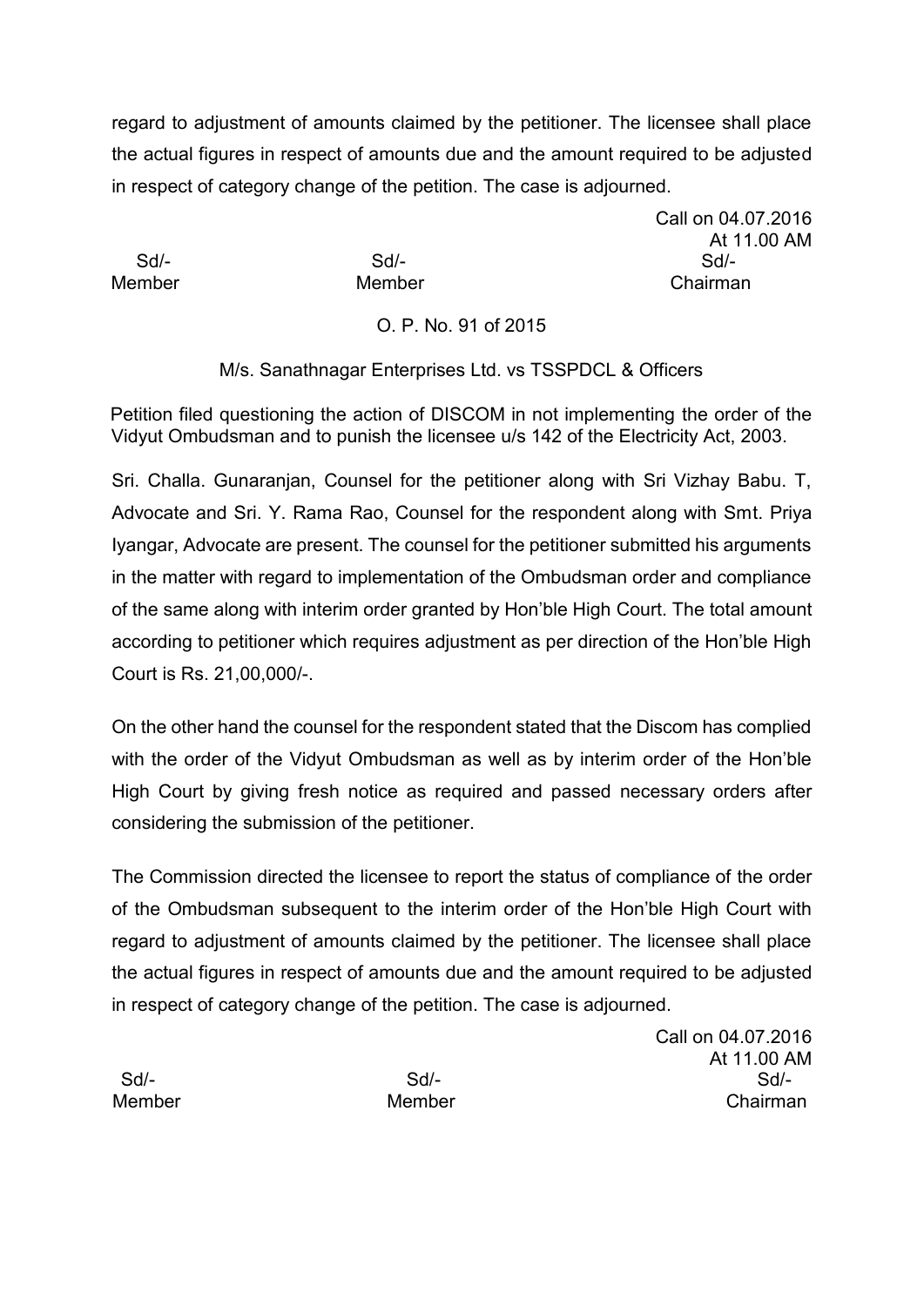regard to adjustment of amounts claimed by the petitioner. The licensee shall place the actual figures in respect of amounts due and the amount required to be adjusted in respect of category change of the petition. The case is adjourned.

Call on 04.07.2016
At 11.00 AM

| Sd/- | Sd/- | Sd/- |
|---|---|---|
| Member | Member | Chairman |

O. P. No. 91 of 2015

M/s. Sanathnagar Enterprises Ltd. vs TSSPDCL & Officers

Petition filed questioning the action of DISCOM in not implementing the order of the Vidyut Ombudsman and to punish the licensee u/s 142 of the Electricity Act, 2003.

Sri. Challa. Gunaranjan, Counsel for the petitioner along with Sri Vizhay Babu. T, Advocate and Sri. Y. Rama Rao, Counsel for the respondent along with Smt. Priya Iyangar, Advocate are present. The counsel for the petitioner submitted his arguments in the matter with regard to implementation of the Ombudsman order and compliance of the same along with interim order granted by Hon'ble High Court. The total amount according to petitioner which requires adjustment as per direction of the Hon'ble High Court is Rs. 21,00,000/-.

On the other hand the counsel for the respondent stated that the Discom has complied with the order of the Vidyut Ombudsman as well as by interim order of the Hon'ble High Court by giving fresh notice as required and passed necessary orders after considering the submission of the petitioner.

The Commission directed the licensee to report the status of compliance of the order of the Ombudsman subsequent to the interim order of the Hon'ble High Court with regard to adjustment of amounts claimed by the petitioner. The licensee shall place the actual figures in respect of amounts due and the amount required to be adjusted in respect of category change of the petition. The case is adjourned.

Call on 04.07.2016
At 11.00 AM

| Sd/- | Sd/- | Sd/- |
|---|---|---|
| Member | Member | Chairman |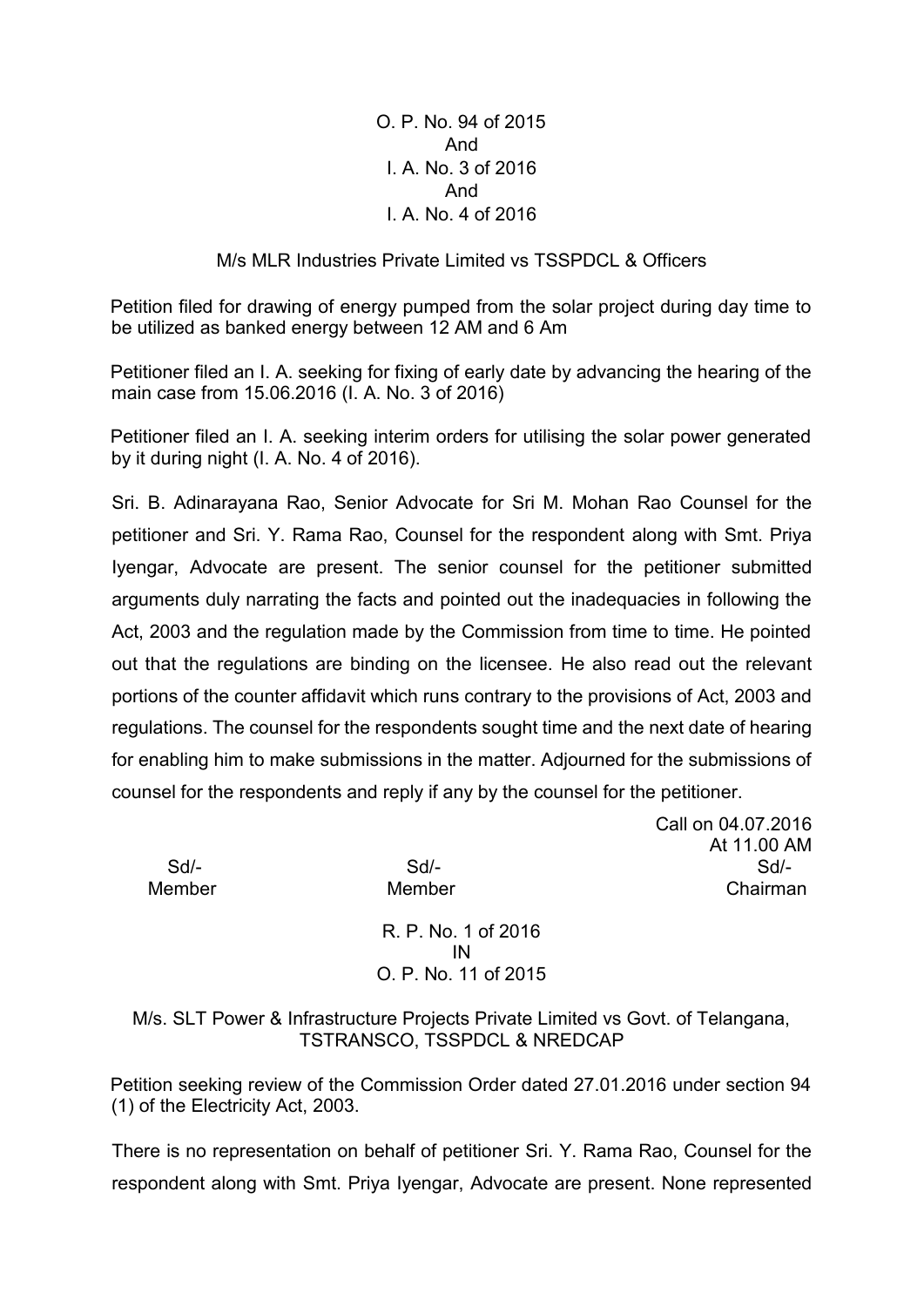O. P. No. 94 of 2015
And
I. A. No. 3 of 2016
And
I. A. No. 4 of 2016

M/s MLR Industries Private Limited vs TSSPDCL & Officers

Petition filed for drawing of energy pumped from the solar project during day time to be utilized as banked energy between 12 AM and 6 Am

Petitioner filed an I. A. seeking for fixing of early date by advancing the hearing of the main case from 15.06.2016 (I. A. No. 3 of 2016)

Petitioner filed an I. A. seeking interim orders for utilising the solar power generated by it during night (I. A. No. 4 of 2016).

Sri. B. Adinarayana Rao, Senior Advocate for Sri M. Mohan Rao Counsel for the petitioner and Sri. Y. Rama Rao, Counsel for the respondent along with Smt. Priya Iyengar, Advocate are present. The senior counsel for the petitioner submitted arguments duly narrating the facts and pointed out the inadequacies in following the Act, 2003 and the regulation made by the Commission from time to time. He pointed out that the regulations are binding on the licensee. He also read out the relevant portions of the counter affidavit which runs contrary to the provisions of Act, 2003 and regulations. The counsel for the respondents sought time and the next date of hearing for enabling him to make submissions in the matter. Adjourned for the submissions of counsel for the respondents and reply if any by the counsel for the petitioner.

Call on 04.07.2016
At 11.00 AM

| Sd/- | Sd/- | Sd/- |
|---|---|---|
| Member | Member | Chairman |

R. P. No. 1 of 2016
IN
O. P. No. 11 of 2015

M/s. SLT Power & Infrastructure Projects Private Limited vs Govt. of Telangana, TSTRANSCO, TSSPDCL & NREDCAP

Petition seeking review of the Commission Order dated 27.01.2016 under section 94 (1) of the Electricity Act, 2003.

There is no representation on behalf of petitioner Sri. Y. Rama Rao, Counsel for the respondent along with Smt. Priya Iyengar, Advocate are present. None represented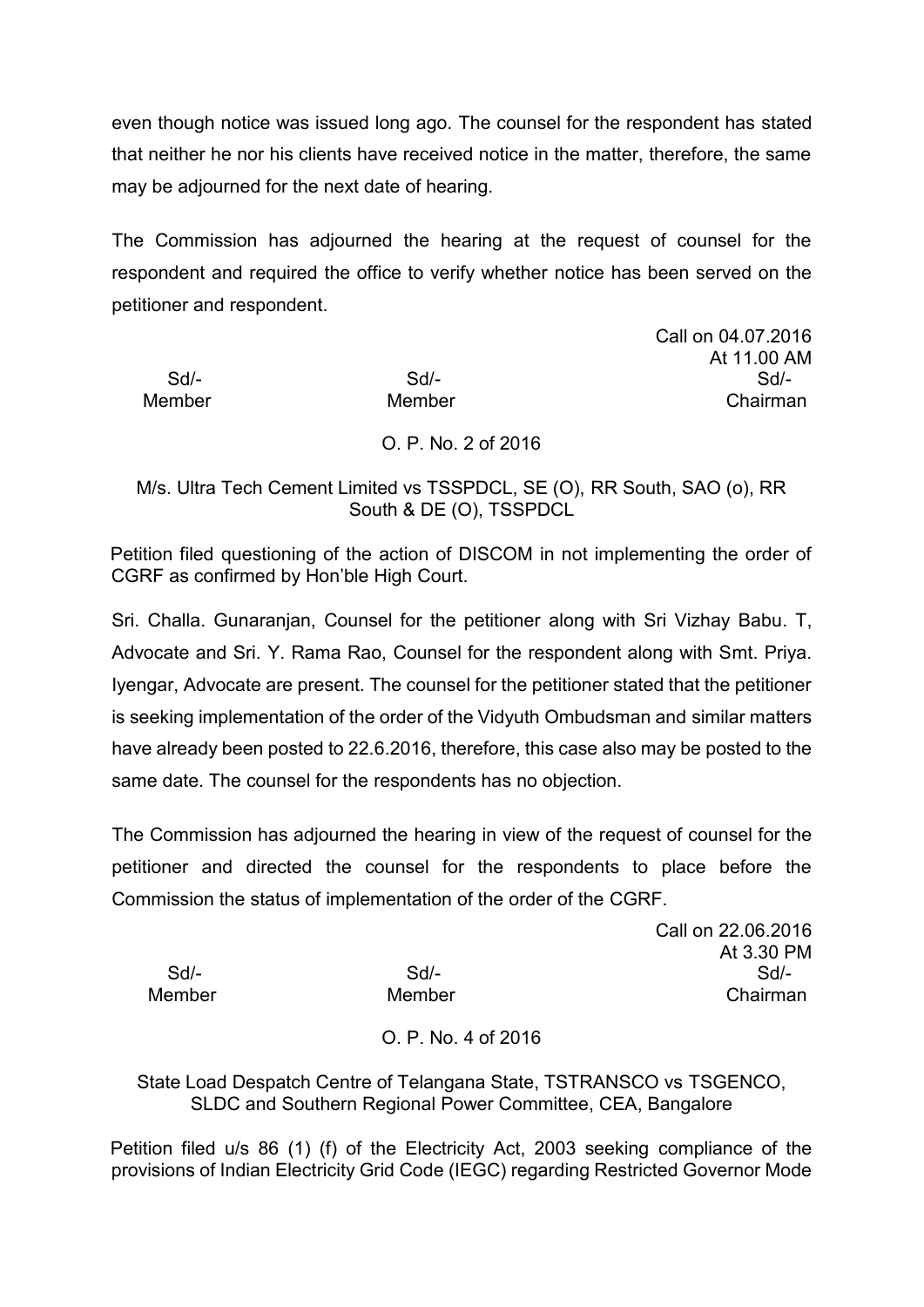even though notice was issued long ago. The counsel for the respondent has stated that neither he nor his clients have received notice in the matter, therefore, the same may be adjourned for the next date of hearing.

The Commission has adjourned the hearing at the request of counsel for the respondent and required the office to verify whether notice has been served on the petitioner and respondent.

Call on 04.07.2016
At 11.00 AM

| Sd/- | Sd/- | Sd/- |
|---|---|---|
| Member | Member | Chairman |

O. P. No. 2 of 2016

M/s. Ultra Tech Cement Limited vs TSSPDCL, SE (O), RR South, SAO (o), RR South & DE (O), TSSPDCL

Petition filed questioning of the action of DISCOM in not implementing the order of CGRF as confirmed by Hon'ble High Court.

Sri. Challa. Gunaranjan, Counsel for the petitioner along with Sri Vizhay Babu. T, Advocate and Sri. Y. Rama Rao, Counsel for the respondent along with Smt. Priya. Iyengar, Advocate are present. The counsel for the petitioner stated that the petitioner is seeking implementation of the order of the Vidyuth Ombudsman and similar matters have already been posted to 22.6.2016, therefore, this case also may be posted to the same date. The counsel for the respondents has no objection.

The Commission has adjourned the hearing in view of the request of counsel for the petitioner and directed the counsel for the respondents to place before the Commission the status of implementation of the order of the CGRF.

Call on 22.06.2016
At 3.30 PM

| Sd/- | Sd/- | Sd/- |
|---|---|---|
| Member | Member | Chairman |

O. P. No. 4 of 2016

State Load Despatch Centre of Telangana State, TSTRANSCO vs TSGENCO, SLDC and Southern Regional Power Committee, CEA, Bangalore

Petition filed u/s 86 (1) (f) of the Electricity Act, 2003 seeking compliance of the provisions of Indian Electricity Grid Code (IEGC) regarding Restricted Governor Mode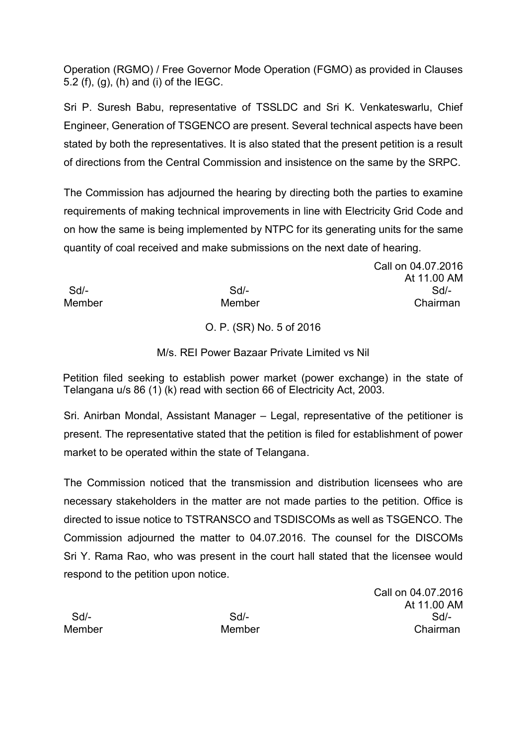Operation (RGMO) / Free Governor Mode Operation (FGMO) as provided in Clauses 5.2 (f), (g), (h) and (i) of the IEGC.

Sri P. Suresh Babu, representative of TSSLDC and Sri K. Venkateswarlu, Chief Engineer, Generation of TSGENCO are present. Several technical aspects have been stated by both the representatives. It is also stated that the present petition is a result of directions from the Central Commission and insistence on the same by the SRPC.

The Commission has adjourned the hearing by directing both the parties to examine requirements of making technical improvements in line with Electricity Grid Code and on how the same is being implemented by NTPC for its generating units for the same quantity of coal received and make submissions on the next date of hearing.

Call on 04.07.2016
At 11.00 AM

| Sd/- | Sd/- | Sd/- |
|---|---|---|
| Member | Member | Chairman |

O. P. (SR) No. 5 of 2016

M/s. REI Power Bazaar Private Limited vs Nil

Petition filed seeking to establish power market (power exchange) in the state of Telangana u/s 86 (1) (k) read with section 66 of Electricity Act, 2003.

Sri. Anirban Mondal, Assistant Manager – Legal, representative of the petitioner is present. The representative stated that the petition is filed for establishment of power market to be operated within the state of Telangana.

The Commission noticed that the transmission and distribution licensees who are necessary stakeholders in the matter are not made parties to the petition. Office is directed to issue notice to TSTRANSCO and TSDISCOMs as well as TSGENCO. The Commission adjourned the matter to 04.07.2016. The counsel for the DISCOMs Sri Y. Rama Rao, who was present in the court hall stated that the licensee would respond to the petition upon notice.

Call on 04.07.2016
At 11.00 AM

| Sd/- | Sd/- | Sd/- |
|---|---|---|
| Member | Member | Chairman |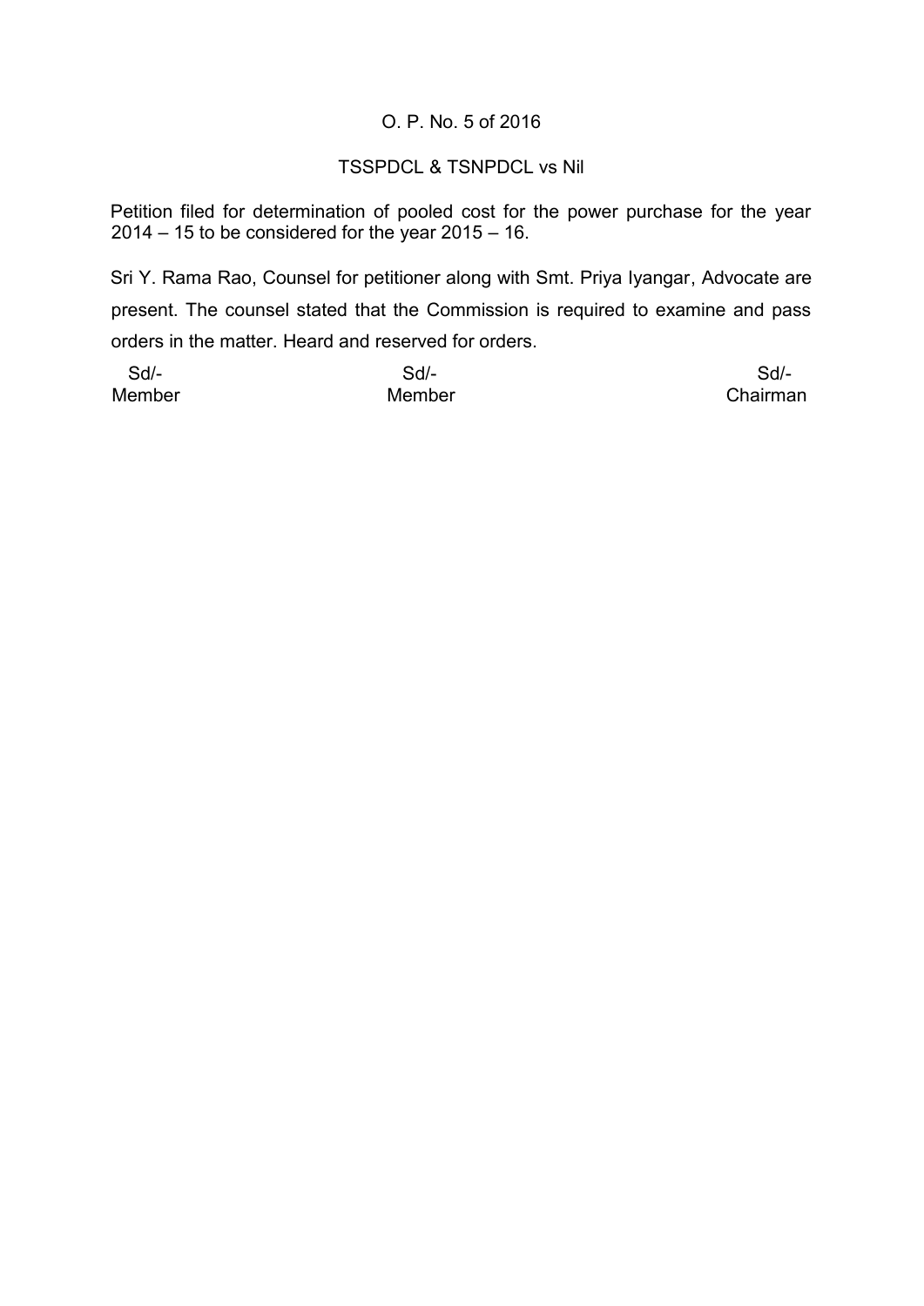O. P. No. 5 of 2016

TSSPDCL & TSNPDCL vs Nil

Petition filed for determination of pooled cost for the power purchase for the year 2014 – 15 to be considered for the year 2015 – 16.

Sri Y. Rama Rao, Counsel for petitioner along with Smt. Priya Iyangar, Advocate are present. The counsel stated that the Commission is required to examine and pass orders in the matter. Heard and reserved for orders.

| | | |
|---|---|---|
| Sd/- | Sd/- | Sd/- |
| Member | Member | Chairman |